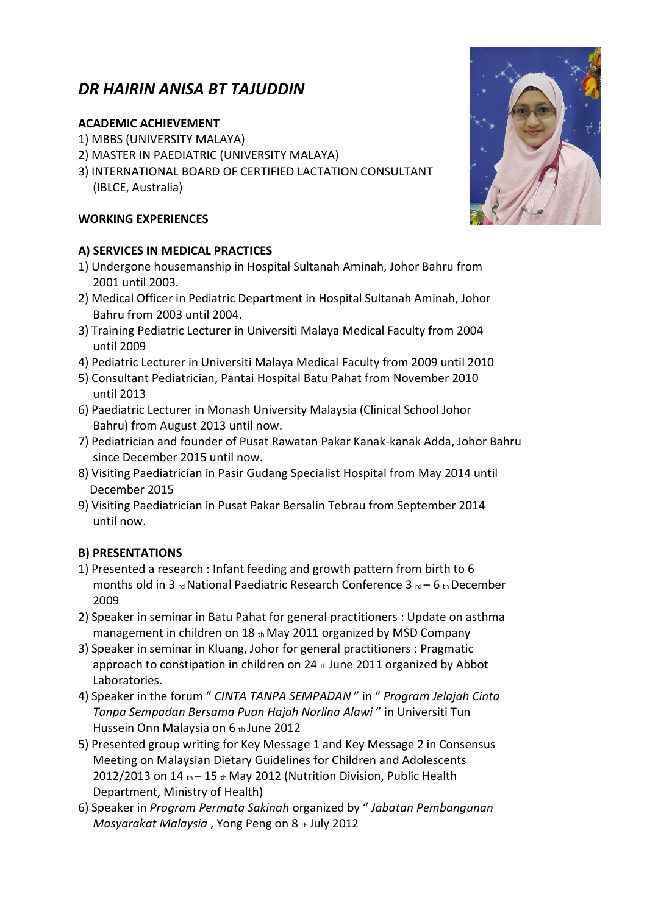# *DR HAIRIN ANISA BT TAJUDDIN*

**ACADEMIC ACHIEVEMENT**

1) MBBS (UNIVERSITY MALAYA)
2) MASTER IN PAEDIATRIC (UNIVERSITY MALAYA)
3) INTERNATIONAL BOARD OF CERTIFIED LACTATION CONSULTANT (IBLCE, Australia)

**WORKING EXPERIENCES**

**A) SERVICES IN MEDICAL PRACTICES**

1) Undergone housemanship in Hospital Sultanah Aminah, Johor Bahru from 2001 until 2003.
2) Medical Officer in Pediatric Department in Hospital Sultanah Aminah, Johor Bahru from 2003 until 2004.
3) Training Pediatric Lecturer in Universiti Malaya Medical Faculty from 2004 until 2009
4) Pediatric Lecturer in Universiti Malaya Medical Faculty from 2009 until 2010
5) Consultant Pediatrician, Pantai Hospital Batu Pahat from November 2010 until 2013
6) Paediatric Lecturer in Monash University Malaysia (Clinical School Johor Bahru) from August 2013 until now.
7) Pediatrician and founder of Pusat Rawatan Pakar Kanak-kanak Adda, Johor Bahru since December 2015 until now.
8) Visiting Paediatrician in Pasir Gudang Specialist Hospital from May 2014 until December 2015
9) Visiting Paediatrician in Pusat Pakar Bersalin Tebrau from September 2014 until now.

**B) PRESENTATIONS**

1) Presented a research : Infant feeding and growth pattern from birth to 6 months old in 3 rd National Paediatric Research Conference 3 rd – 6 th December 2009
2) Speaker in seminar in Batu Pahat for general practitioners : Update on asthma management in children on 18 th May 2011 organized by MSD Company
3) Speaker in seminar in Kluang, Johor for general practitioners : Pragmatic approach to constipation in children on 24 th June 2011 organized by Abbot Laboratories.
4) Speaker in the forum " *CINTA TANPA SEMPADAN* " in " *Program Jelajah Cinta Tanpa Sempadan Bersama Puan Hajah Norlina Alawi* " in Universiti Tun Hussein Onn Malaysia on 6 th June 2012
5) Presented group writing for Key Message 1 and Key Message 2 in Consensus Meeting on Malaysian Dietary Guidelines for Children and Adolescents 2012/2013 on 14 th – 15 th May 2012 (Nutrition Division, Public Health Department, Ministry of Health)
6) Speaker in *Program Permata Sakinah* organized by " *Jabatan Pembangunan Masyarakat Malaysia* , Yong Peng on 8 th July 2012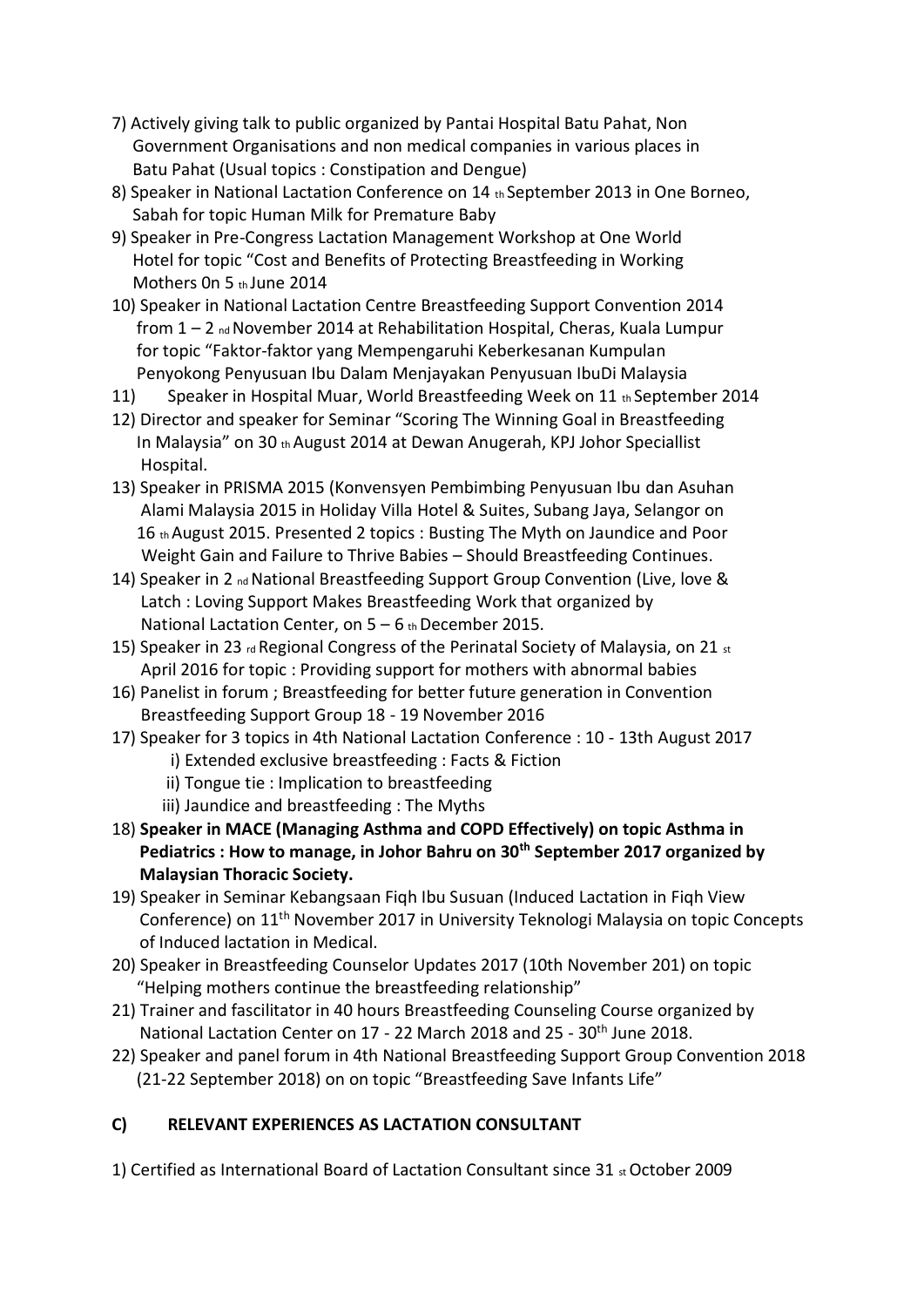7) Actively giving talk to public organized by Pantai Hospital Batu Pahat, Non Government Organisations and non medical companies in various places in Batu Pahat (Usual topics : Constipation and Dengue)
8) Speaker in National Lactation Conference on 14 th September 2013 in One Borneo, Sabah for topic Human Milk for Premature Baby
9) Speaker in Pre-Congress Lactation Management Workshop at One World Hotel for topic "Cost and Benefits of Protecting Breastfeeding in Working Mothers 0n 5 th June 2014
10) Speaker in National Lactation Centre Breastfeeding Support Convention 2014 from 1 – 2 nd November 2014 at Rehabilitation Hospital, Cheras, Kuala Lumpur for topic "Faktor-faktor yang Mempengaruhi Keberkesanan Kumpulan Penyokong Penyusuan Ibu Dalam Menjayakan Penyusuan IbuDi Malaysia
11) Speaker in Hospital Muar, World Breastfeeding Week on 11 th September 2014
12) Director and speaker for Seminar "Scoring The Winning Goal in Breastfeeding In Malaysia" on 30 th August 2014 at Dewan Anugerah, KPJ Johor Speciallist Hospital.
13) Speaker in PRISMA 2015 (Konvensyen Pembimbing Penyusuan Ibu dan Asuhan Alami Malaysia 2015 in Holiday Villa Hotel & Suites, Subang Jaya, Selangor on 16 th August 2015. Presented 2 topics : Busting The Myth on Jaundice and Poor Weight Gain and Failure to Thrive Babies – Should Breastfeeding Continues.
14) Speaker in 2 nd National Breastfeeding Support Group Convention (Live, love & Latch : Loving Support Makes Breastfeeding Work that organized by National Lactation Center, on 5 – 6 th December 2015.
15) Speaker in 23 rd Regional Congress of the Perinatal Society of Malaysia, on 21 st April 2016 for topic : Providing support for mothers with abnormal babies
16) Panelist in forum ; Breastfeeding for better future generation in Convention Breastfeeding Support Group 18 - 19 November 2016
17) Speaker for 3 topics in 4th National Lactation Conference : 10 - 13th August 2017
    i) Extended exclusive breastfeeding : Facts & Fiction
    ii) Tongue tie : Implication to breastfeeding
    iii) Jaundice and breastfeeding : The Myths
18) **Speaker in MACE (Managing Asthma and COPD Effectively) on topic Asthma in Pediatrics : How to manage, in Johor Bahru on 30th September 2017 organized by Malaysian Thoracic Society.**
19) Speaker in Seminar Kebangsaan Fiqh Ibu Susuan (Induced Lactation in Fiqh View Conference) on 11th November 2017 in University Teknologi Malaysia on topic Concepts of Induced lactation in Medical.
20) Speaker in Breastfeeding Counselor Updates 2017 (10th November 201) on topic "Helping mothers continue the breastfeeding relationship"
21) Trainer and fascilitator in 40 hours Breastfeeding Counseling Course organized by National Lactation Center on 17 - 22 March 2018 and 25 - 30th June 2018.
22) Speaker and panel forum in 4th National Breastfeeding Support Group Convention 2018 (21-22 September 2018) on on topic "Breastfeeding Save Infants Life"

## C) RELEVANT EXPERIENCES AS LACTATION CONSULTANT

1) Certified as International Board of Lactation Consultant since 31 st October 2009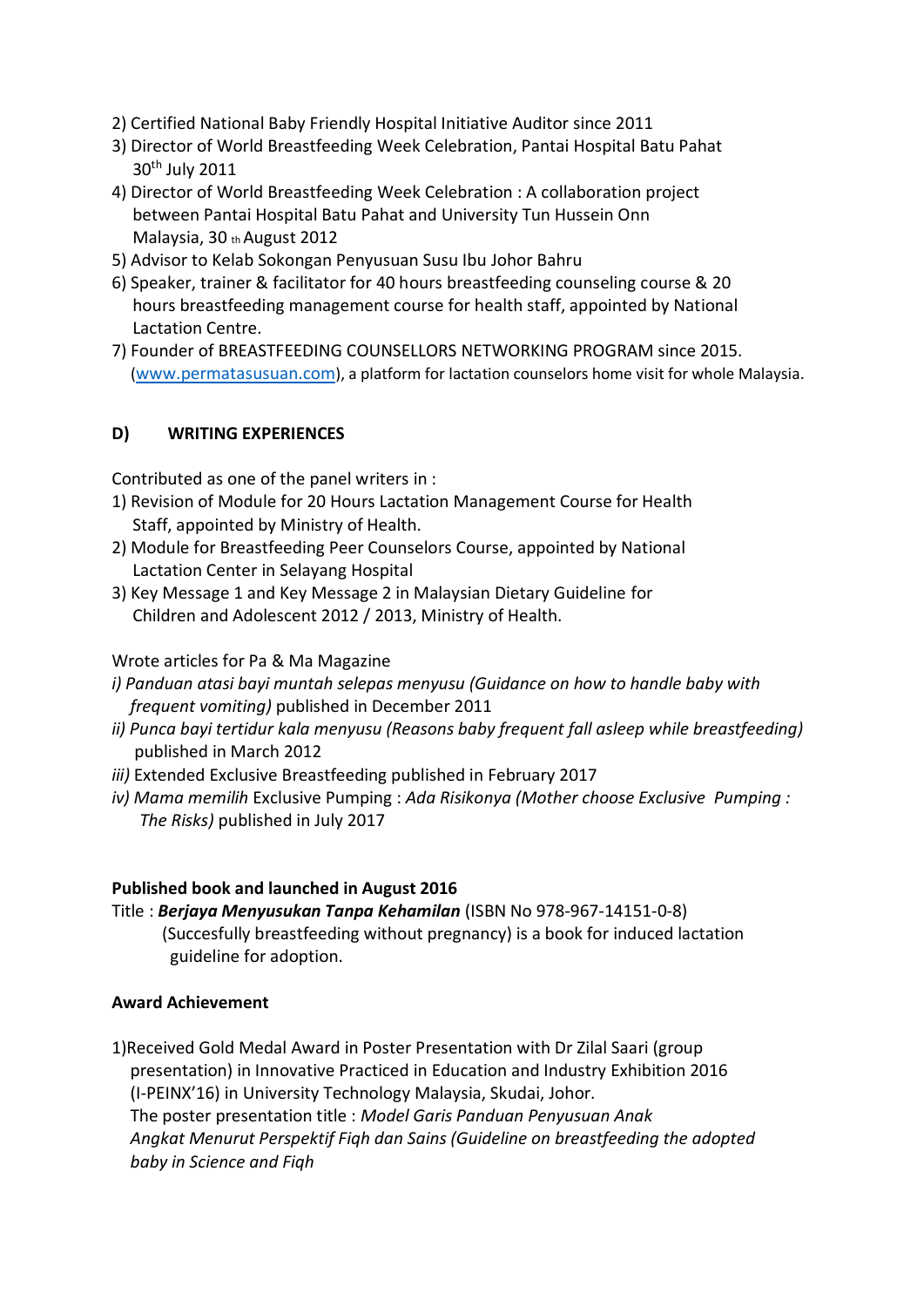2) Certified National Baby Friendly Hospital Initiative Auditor since 2011
3) Director of World Breastfeeding Week Celebration, Pantai Hospital Batu Pahat 30th July 2011
4) Director of World Breastfeeding Week Celebration : A collaboration project between Pantai Hospital Batu Pahat and University Tun Hussein Onn Malaysia, 30 th August 2012
5) Advisor to Kelab Sokongan Penyusuan Susu Ibu Johor Bahru
6) Speaker, trainer & facilitator for 40 hours breastfeeding counseling course & 20 hours breastfeeding management course for health staff, appointed by National Lactation Centre.
7) Founder of BREASTFEEDING COUNSELLORS NETWORKING PROGRAM since 2015. ([www.permatasusuan.com](www.permatasusuan.com)), a platform for lactation counselors home visit for whole Malaysia.

## D) WRITING EXPERIENCES

Contributed as one of the panel writers in :

1) Revision of Module for 20 Hours Lactation Management Course for Health Staff, appointed by Ministry of Health.
2) Module for Breastfeeding Peer Counselors Course, appointed by National Lactation Center in Selayang Hospital
3) Key Message 1 and Key Message 2 in Malaysian Dietary Guideline for Children and Adolescent 2012 / 2013, Ministry of Health.

Wrote articles for Pa & Ma Magazine

*i) Panduan atasi bayi muntah selepas menyusu (Guidance on how to handle baby with frequent vomiting)* published in December 2011

*ii) Punca bayi tertidur kala menyusu (Reasons baby frequent fall asleep while breastfeeding)* published in March 2012

*iii)* Extended Exclusive Breastfeeding published in February 2017

*iv) Mama memilih* Exclusive Pumping : *Ada Risikonya (Mother choose Exclusive Pumping : The Risks)* published in July 2017

**Published book and launched in August 2016**

Title : ***Berjaya Menyusukan Tanpa Kehamilan*** (ISBN No 978-967-14151-0-8) (Succesfully breastfeeding without pregnancy) is a book for induced lactation guideline for adoption.

**Award Achievement**

1)Received Gold Medal Award in Poster Presentation with Dr Zilal Saari (group presentation) in Innovative Practiced in Education and Industry Exhibition 2016 (I-PEINX'16) in University Technology Malaysia, Skudai, Johor.
The poster presentation title : *Model Garis Panduan Penyusuan Anak Angkat Menurut Perspektif Fiqh dan Sains (Guideline on breastfeeding the adopted baby in Science and Fiqh*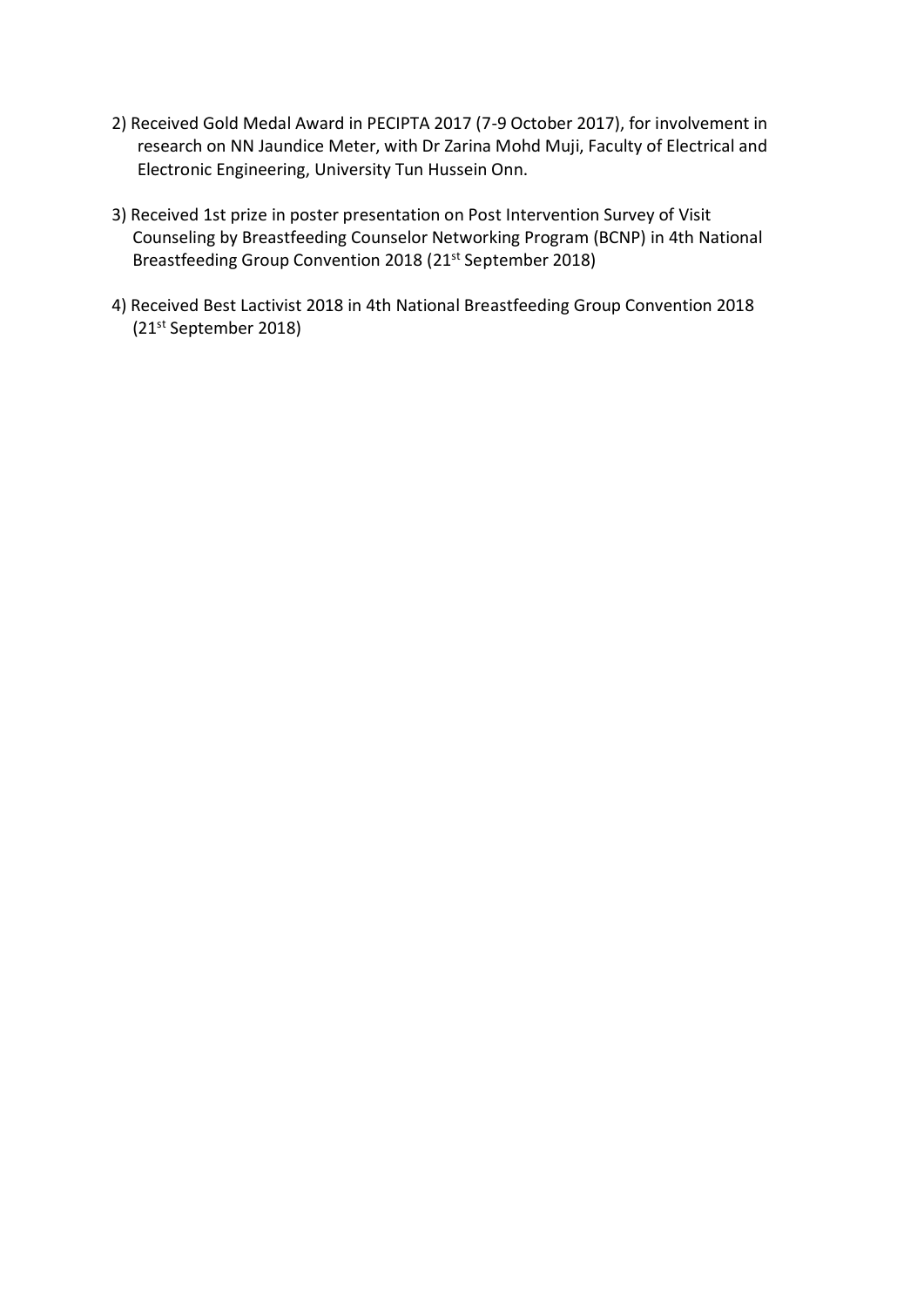2) Received Gold Medal Award in PECIPTA 2017 (7-9 October 2017), for involvement in research on NN Jaundice Meter, with Dr Zarina Mohd Muji, Faculty of Electrical and Electronic Engineering, University Tun Hussein Onn.

3) Received 1st prize in poster presentation on Post Intervention Survey of Visit Counseling by Breastfeeding Counselor Networking Program (BCNP) in 4th National Breastfeeding Group Convention 2018 (21st September 2018)

4) Received Best Lactivist 2018 in 4th National Breastfeeding Group Convention 2018 (21st September 2018)